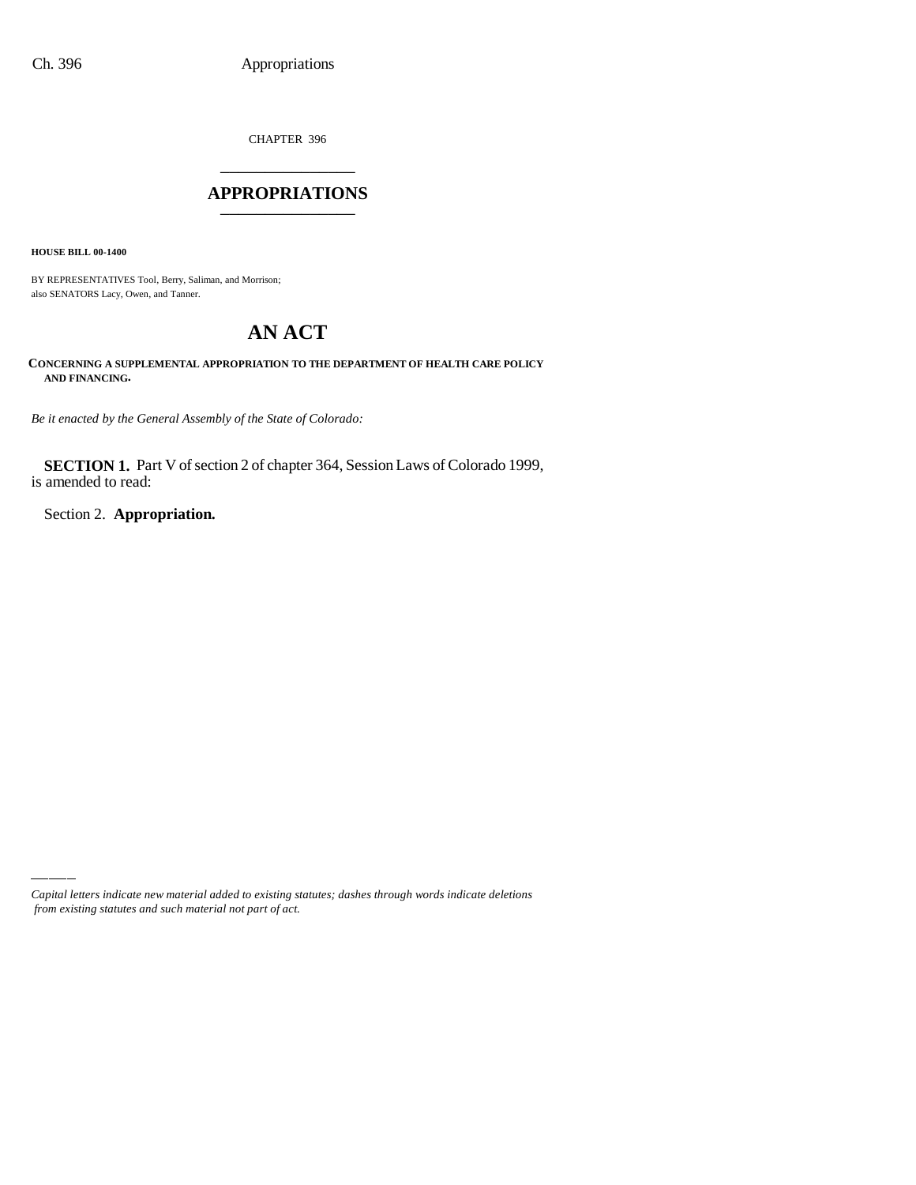CHAPTER 396

# APPROPRIATIONS

**HOUSE BILL 00-1400**

BY REPRESENTATIVES Tool, Berry, Saliman, and Morrison;
also SENATORS Lacy, Owen, and Tanner.

# AN ACT

**CONCERNING A SUPPLEMENTAL APPROPRIATION TO THE DEPARTMENT OF HEALTH CARE POLICY AND FINANCING.**

*Be it enacted by the General Assembly of the State of Colorado:*

**SECTION 1.** Part V of section 2 of chapter 364, Session Laws of Colorado 1999, is amended to read:

Section 2. **Appropriation.**

*Capital letters indicate new material added to existing statutes; dashes through words indicate deletions from existing statutes and such material not part of act.*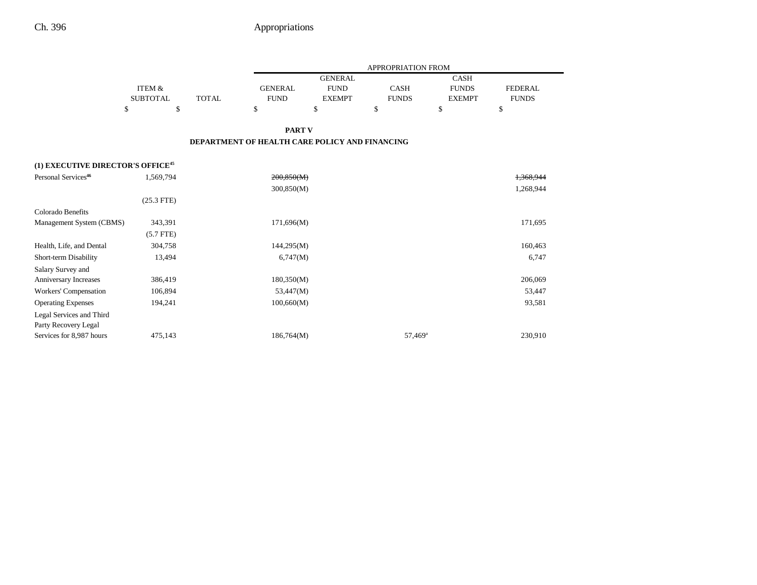| | ITEM & SUBTOTAL | TOTAL | GENERAL FUND | GENERAL FUND EXEMPT | CASH FUNDS | CASH FUNDS EXEMPT | FEDERAL FUNDS |
|---|---|---|---|---|---|---|---|
| | $ | $ | $ | $ | $ | $ | $ |

**PART V**

**DEPARTMENT OF HEALTH CARE POLICY AND FINANCING**

| | ITEM & SUBTOTAL | TOTAL | GENERAL FUND | GENERAL FUND EXEMPT | CASH FUNDS | CASH FUNDS EXEMPT | FEDERAL FUNDS |
|---|---|---|---|---|---|---|---|
| **(1) EXECUTIVE DIRECTOR'S OFFICE**[45] | | | | | | | |
| Personal Services[46] | 1,569,794 | | ~~200,850(M)~~ | | | | ~~1,368,944~~ |
| | | | 300,850(M) | | | | 1,268,944 |
| | (25.3 FTE) | | | | | | |
| Colorado Benefits Management System (CBMS) | 343,391 | | 171,696(M) | | | | 171,695 |
| | (5.7 FTE) | | | | | | |
| Health, Life, and Dental | 304,758 | | 144,295(M) | | | | 160,463 |
| Short-term Disability | 13,494 | | 6,747(M) | | | | 6,747 |
| Salary Survey and Anniversary Increases | 386,419 | | 180,350(M) | | | | 206,069 |
| Workers' Compensation | 106,894 | | 53,447(M) | | | | 53,447 |
| Operating Expenses | 194,241 | | 100,660(M) | | | | 93,581 |
| Legal Services and Third Party Recovery Legal Services for 8,987 hours | 475,143 | | 186,764(M) | | 57,469[a] | | 230,910 |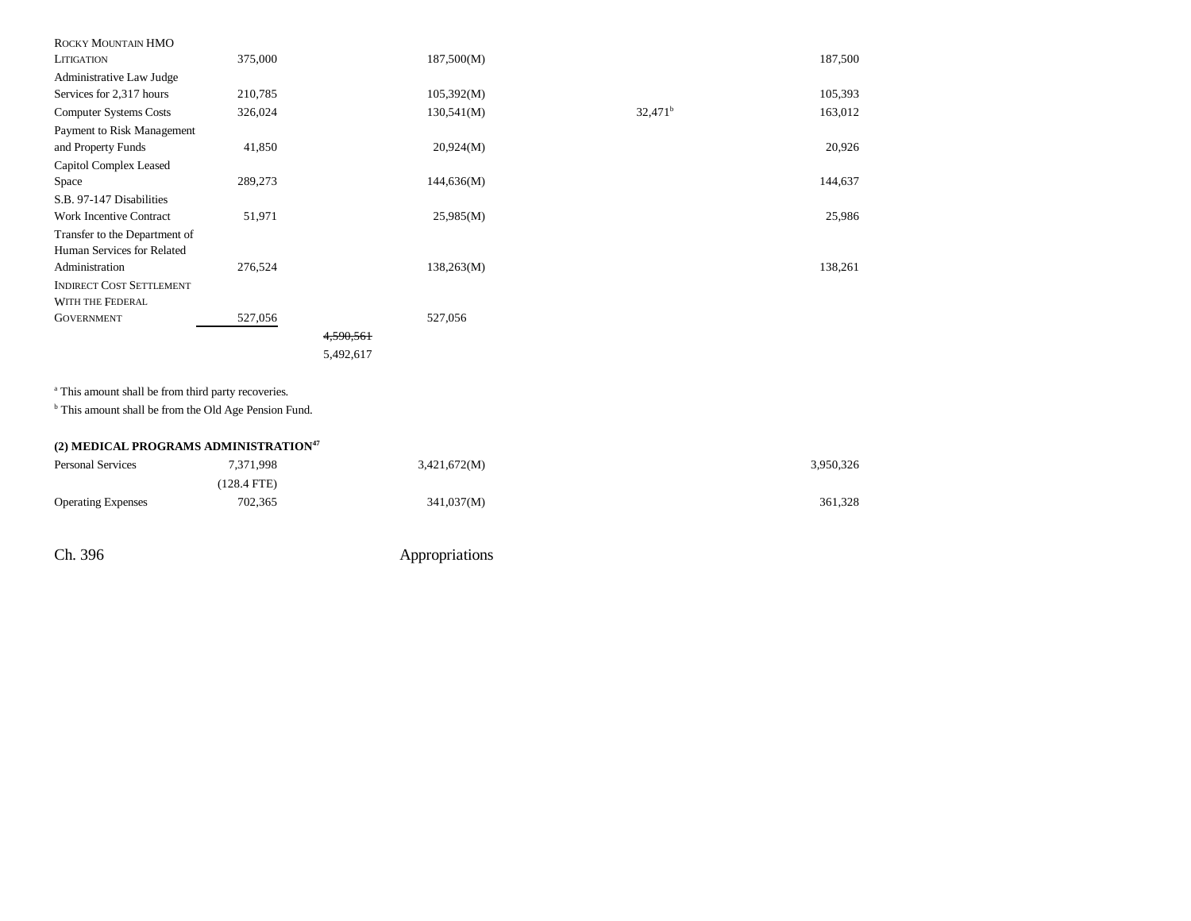| | | | | | | |
|---|---|---|---|---|---|---|
| ROCKY MOUNTAIN HMO LITIGATION | 375,000 | | 187,500(M) | | | 187,500 |
| Administrative Law Judge Services for 2,317 hours | 210,785 | | 105,392(M) | | | 105,393 |
| Computer Systems Costs | 326,024 | | 130,541(M) | | 32,471[b] | 163,012 |
| Payment to Risk Management and Property Funds | 41,850 | | 20,924(M) | | | 20,926 |
| Capitol Complex Leased Space | 289,273 | | 144,636(M) | | | 144,637 |
| S.B. 97-147 Disabilities Work Incentive Contract | 51,971 | | 25,985(M) | | | 25,986 |
| Transfer to the Department of Human Services for Related Administration | 276,524 | | 138,263(M) | | | 138,261 |
| INDIRECT COST SETTLEMENT WITH THE FEDERAL GOVERNMENT | 527,056 | | 527,056 | | | |
| | | ~~4,590,561~~ 5,492,617 | | | | |

[a] This amount shall be from third party recoveries.

[b] This amount shall be from the Old Age Pension Fund.

**(2) MEDICAL PROGRAMS ADMINISTRATION**[47]

| | | | | | | |
|---|---|---|---|---|---|---|
| Personal Services | 7,371,998 (128.4 FTE) | | 3,421,672(M) | | | 3,950,326 |
| Operating Expenses | 702,365 | | 341,037(M) | | | 361,328 |

Ch. 396 Appropriations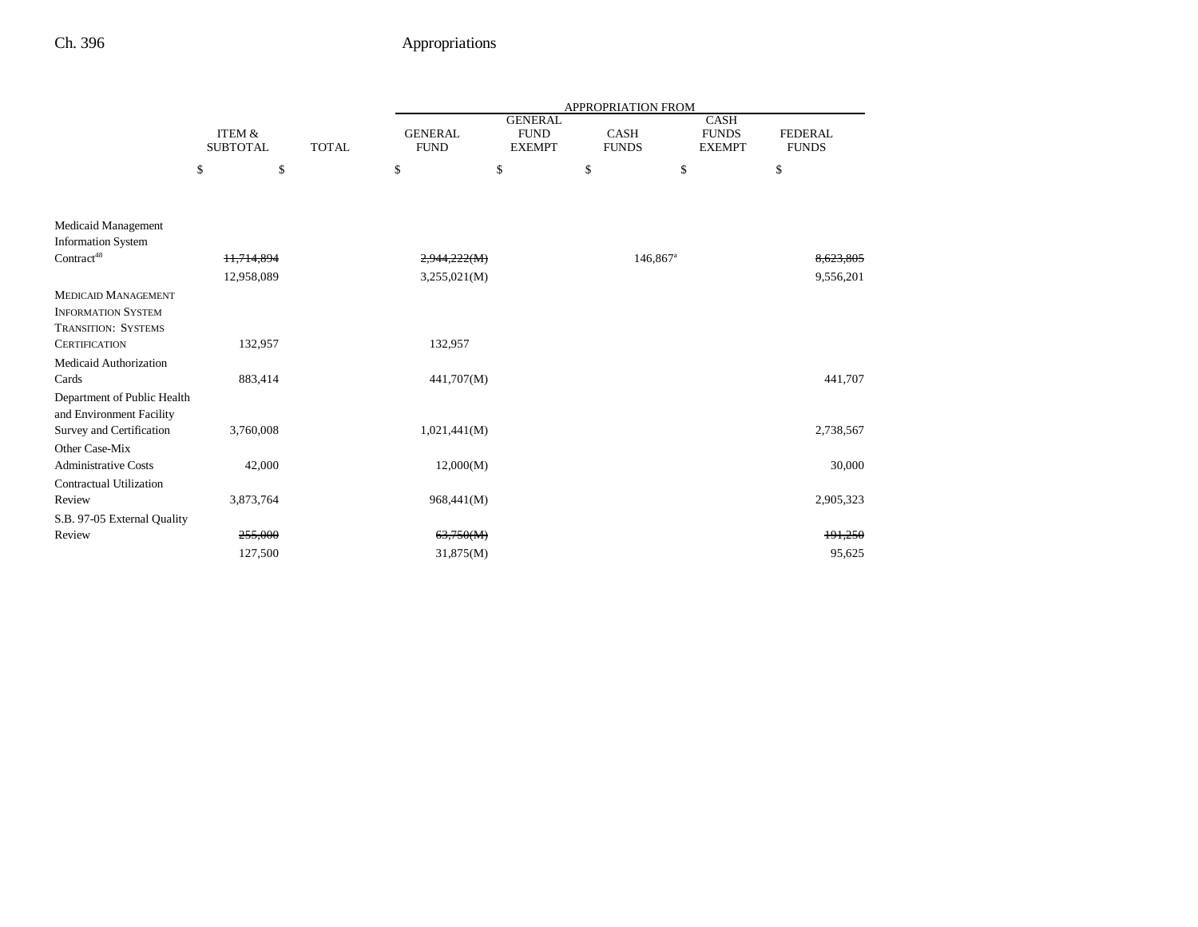| | ITEM & SUBTOTAL | TOTAL | GENERAL FUND | GENERAL FUND EXEMPT | CASH FUNDS | CASH FUNDS EXEMPT | FEDERAL FUNDS |
|---|---|---|---|---|---|---|---|
| | $ | $ | $ | $ | $ | $ | $ |
| Medicaid Management Information System Contract[48] | ~~11,714,894~~ | | ~~2,944,222(M)~~ | | 146,867[a] | | ~~8,623,805~~ |
| | 12,958,089 | | 3,255,021(M) | | | | 9,556,201 |
| MEDICAID MANAGEMENT INFORMATION SYSTEM TRANSITION: SYSTEMS CERTIFICATION | 132,957 | | 132,957 | | | | |
| Medicaid Authorization Cards | 883,414 | | 441,707(M) | | | | 441,707 |
| Department of Public Health and Environment Facility Survey and Certification | 3,760,008 | | 1,021,441(M) | | | | 2,738,567 |
| Other Case-Mix Administrative Costs | 42,000 | | 12,000(M) | | | | 30,000 |
| Contractual Utilization Review | 3,873,764 | | 968,441(M) | | | | 2,905,323 |
| S.B. 97-05 External Quality Review | ~~255,000~~ | | ~~63,750(M)~~ | | | | ~~191,250~~ |
| | 127,500 | | 31,875(M) | | | | 95,625 |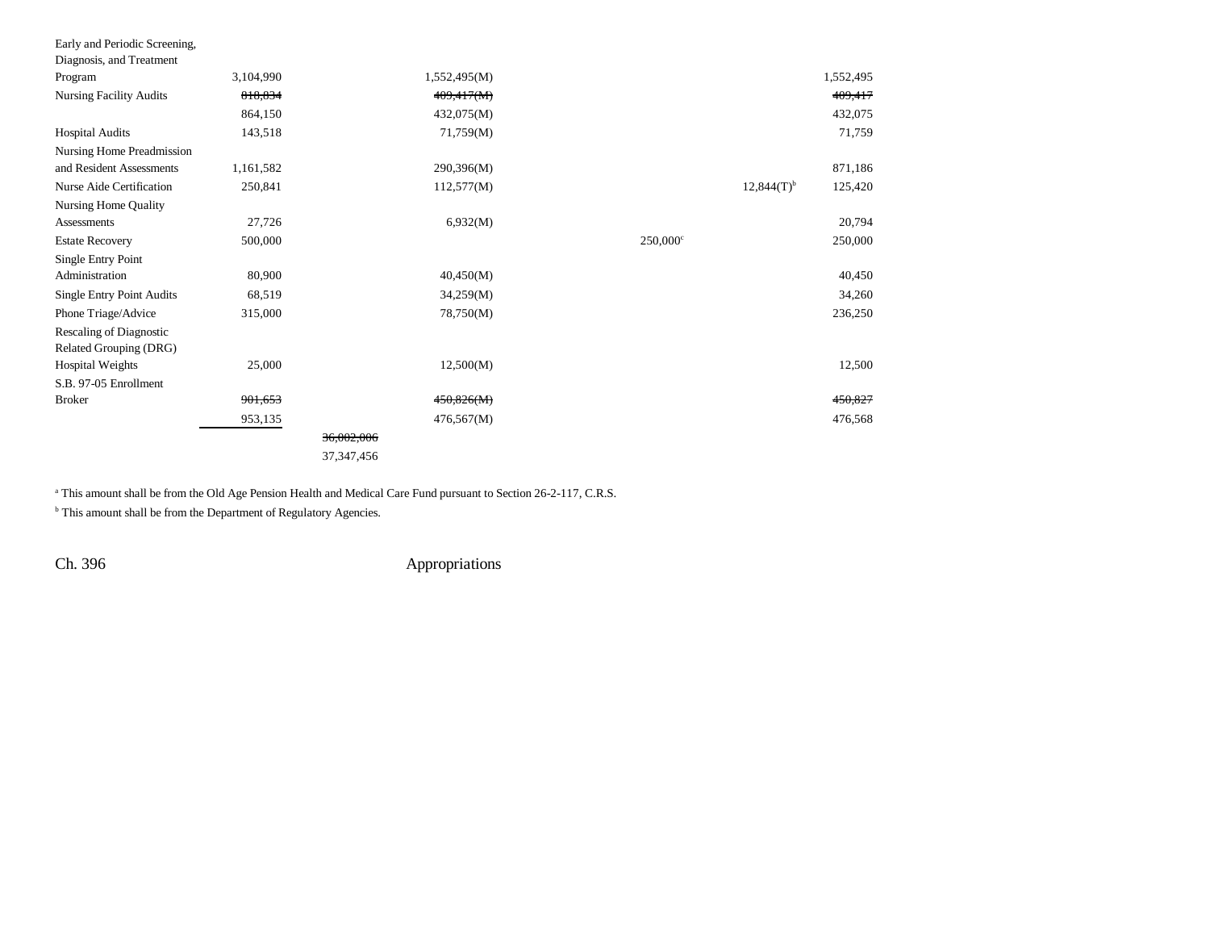| | | | | | | |
|---|---|---|---|---|---|---|
| Early and Periodic Screening, Diagnosis, and Treatment Program | 3,104,990 | | 1,552,495(M) | | | 1,552,495 |
| Nursing Facility Audits | ~~818,834~~ | | ~~409,417(M)~~ | | | ~~409,417~~ |
| | 864,150 | | 432,075(M) | | | 432,075 |
| Hospital Audits | 143,518 | | 71,759(M) | | | 71,759 |
| Nursing Home Preadmission and Resident Assessments | 1,161,582 | | 290,396(M) | | | 871,186 |
| Nurse Aide Certification | 250,841 | | 112,577(M) | | 12,844(T)[b] | 125,420 |
| Nursing Home Quality Assessments | 27,726 | | 6,932(M) | | | 20,794 |
| Estate Recovery | 500,000 | | | 250,000[c] | | 250,000 |
| Single Entry Point Administration | 80,900 | | 40,450(M) | | | 40,450 |
| Single Entry Point Audits | 68,519 | | 34,259(M) | | | 34,260 |
| Phone Triage/Advice | 315,000 | | 78,750(M) | | | 236,250 |
| Rescaling of Diagnostic Related Grouping (DRG) Hospital Weights | 25,000 | | 12,500(M) | | | 12,500 |
| S.B. 97-05 Enrollment Broker | ~~901,653~~ | | ~~450,826(M)~~ | | | ~~450,827~~ |
| | 953,135 | | 476,567(M) | | | 476,568 |
| | | ~~36,002,006~~ | | | | |
| | | 37,347,456 | | | | |

[a] This amount shall be from the Old Age Pension Health and Medical Care Fund pursuant to Section 26-2-117, C.R.S.

[b] This amount shall be from the Department of Regulatory Agencies.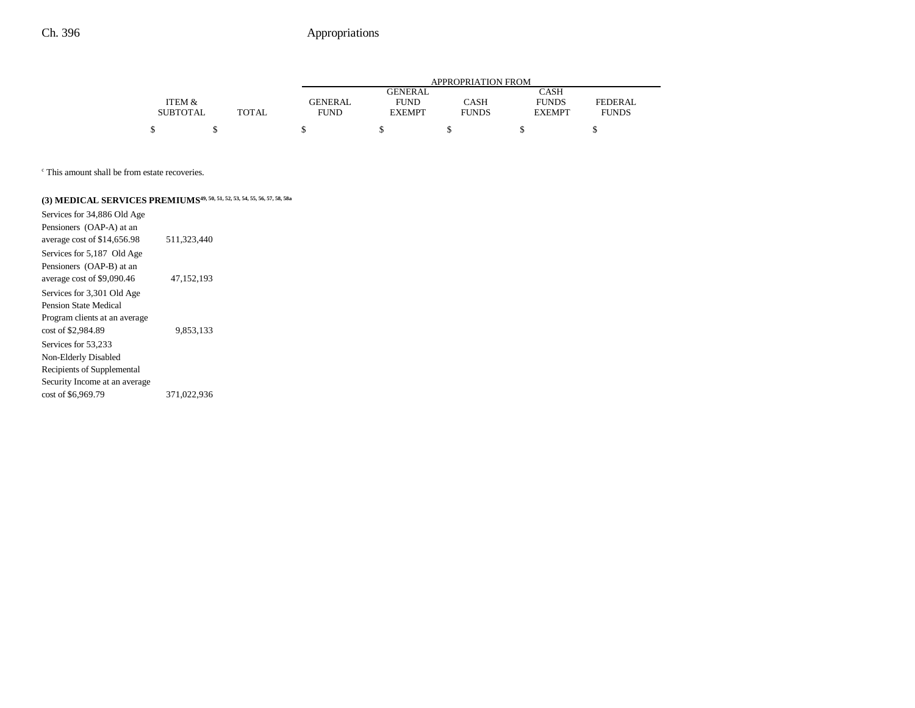| | ITEM & SUBTOTAL | TOTAL | APPROPRIATION FROM GENERAL FUND | GENERAL FUND EXEMPT | CASH FUNDS | CASH FUNDS EXEMPT | FEDERAL FUNDS |
|---|---|---|---|---|---|---|---|
| | $ | $ | $ | $ | $ | $ | $ |

[c] This amount shall be from estate recoveries.

**(3) MEDICAL SERVICES PREMIUMS**[49, 50, 51, 52, 53, 54, 55, 56, 57, 58, 58a]

| | ITEM & SUBTOTAL |
|---|---|
| Services for 34,886 Old Age Pensioners (OAP-A) at an average cost of $14,656.98 | 511,323,440 |
| Services for 5,187 Old Age Pensioners (OAP-B) at an average cost of $9,090.46 | 47,152,193 |
| Services for 3,301 Old Age Pension State Medical Program clients at an average cost of $2,984.89 | 9,853,133 |
| Services for 53,233 Non-Elderly Disabled Recipients of Supplemental Security Income at an average cost of $6,969.79 | 371,022,936 |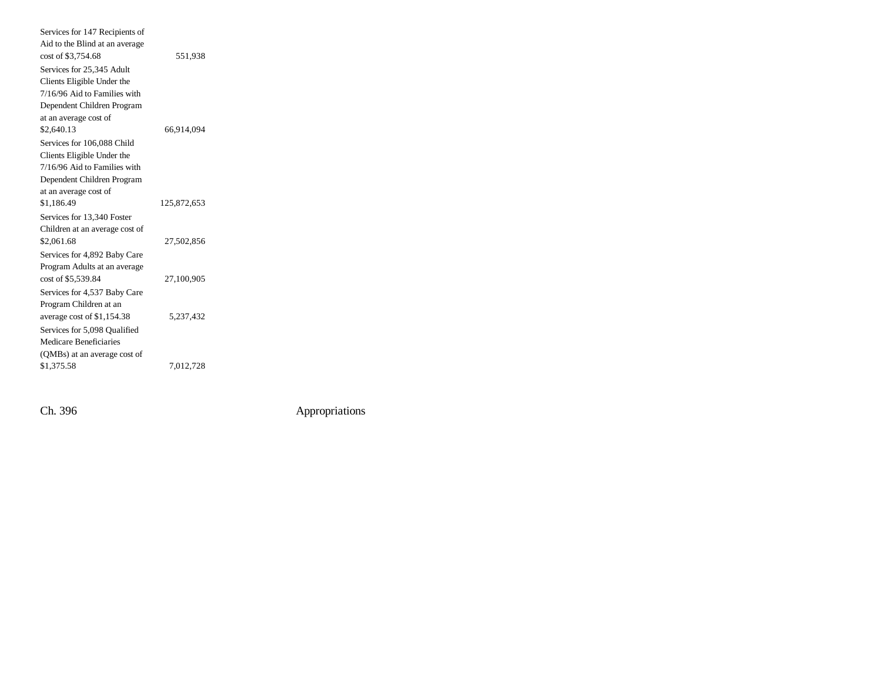| | |
|---|---|
| Services for 147 Recipients of Aid to the Blind at an average cost of $3,754.68 | 551,938 |
| Services for 25,345 Adult Clients Eligible Under the 7/16/96 Aid to Families with Dependent Children Program at an average cost of $2,640.13 | 66,914,094 |
| Services for 106,088 Child Clients Eligible Under the 7/16/96 Aid to Families with Dependent Children Program at an average cost of $1,186.49 | 125,872,653 |
| Services for 13,340 Foster Children at an average cost of $2,061.68 | 27,502,856 |
| Services for 4,892 Baby Care Program Adults at an average cost of $5,539.84 | 27,100,905 |
| Services for 4,537 Baby Care Program Children at an average cost of $1,154.38 | 5,237,432 |
| Services for 5,098 Qualified Medicare Beneficiaries (QMBs) at an average cost of $1,375.58 | 7,012,728 |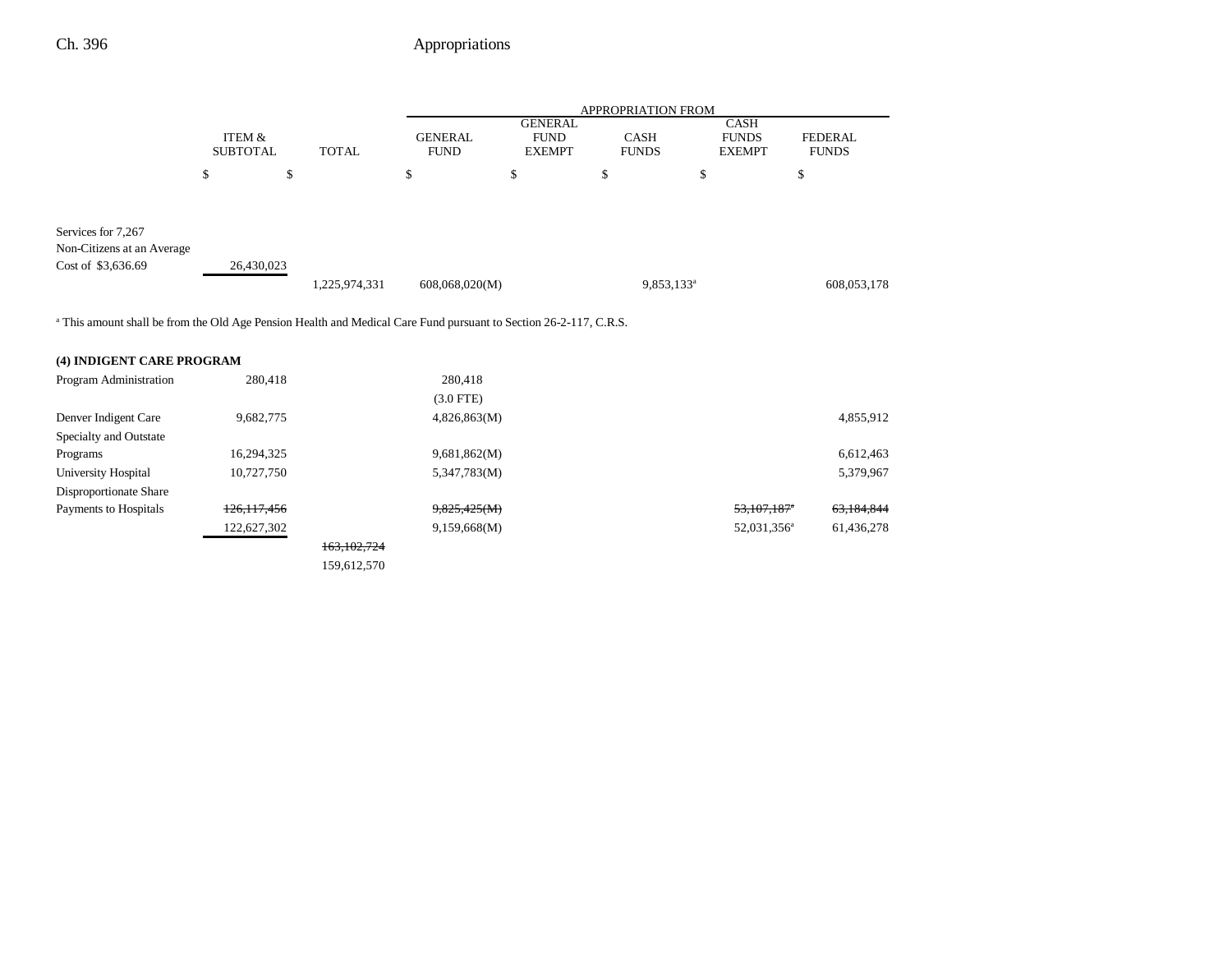| | ITEM & SUBTOTAL | TOTAL | GENERAL FUND | GENERAL FUND EXEMPT | CASH FUNDS | CASH FUNDS EXEMPT | FEDERAL FUNDS |
|---|---|---|---|---|---|---|---|
| | $ | $ | $ | $ | $ | $ | $ |
| Services for 7,267 Non-Citizens at an Average Cost of $3,636.69 | 26,430,023 | | | | | | |
| | | 1,225,974,331 | 608,068,020(M) | | 9,853,133[a] | | 608,053,178 |

[a] This amount shall be from the Old Age Pension Health and Medical Care Fund pursuant to Section 26-2-117, C.R.S.

**(4) INDIGENT CARE PROGRAM**

| | ITEM & SUBTOTAL | TOTAL | GENERAL FUND | GENERAL FUND EXEMPT | CASH FUNDS | CASH FUNDS EXEMPT | FEDERAL FUNDS |
|---|---|---|---|---|---|---|---|
| Program Administration | 280,418 | | 280,418 | | | | |
| | | | (3.0 FTE) | | | | |
| Denver Indigent Care | 9,682,775 | | 4,826,863(M) | | | | 4,855,912 |
| Specialty and Outstate Programs | 16,294,325 | | 9,681,862(M) | | | | 6,612,463 |
| University Hospital | 10,727,750 | | 5,347,783(M) | | | | 5,379,967 |
| Disproportionate Share Payments to Hospitals | ~~126,117,456~~ | | ~~9,825,425(M)~~ | | | ~~53,107,187[a]~~ | ~~63,184,844~~ |
| | 122,627,302 | | 9,159,668(M) | | | 52,031,356[a] | 61,436,278 |
| | | ~~163,102,724~~ | | | | | |
| | | 159,612,570 | | | | | |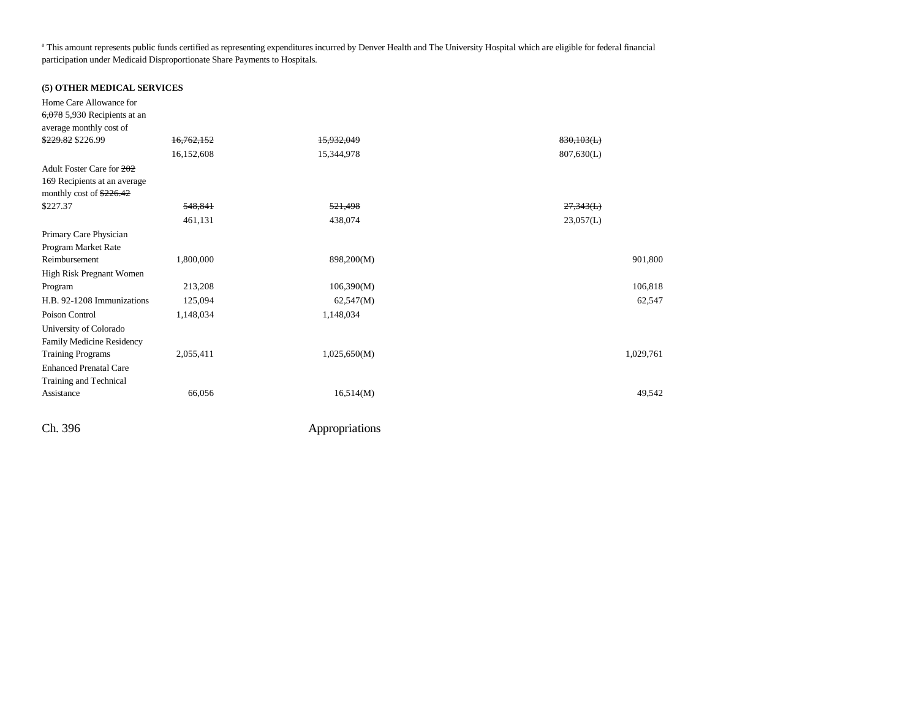[a] This amount represents public funds certified as representing expenditures incurred by Denver Health and The University Hospital which are eligible for federal financial participation under Medicaid Disproportionate Share Payments to Hospitals.

**(5) OTHER MEDICAL SERVICES**

| | | | | |
|---|---|---|---|---|
| Home Care Allowance for ~~6,078~~ 5,930 Recipients at an average monthly cost of ~~$229.82~~ $226.99 | ~~16,762,152~~ | ~~15,932,049~~ | ~~830,103(L)~~ | |
| | 16,152,608 | 15,344,978 | 807,630(L) | |
| Adult Foster Care for ~~202~~ 169 Recipients at an average monthly cost of ~~$226.42~~ $227.37 | ~~548,841~~ | ~~521,498~~ | ~~27,343(L)~~ | |
| | 461,131 | 438,074 | 23,057(L) | |
| Primary Care Physician Program Market Rate Reimbursement | 1,800,000 | 898,200(M) | | 901,800 |
| High Risk Pregnant Women Program | 213,208 | 106,390(M) | | 106,818 |
| H.B. 92-1208 Immunizations | 125,094 | 62,547(M) | | 62,547 |
| Poison Control | 1,148,034 | 1,148,034 | | |
| University of Colorado Family Medicine Residency Training Programs | 2,055,411 | 1,025,650(M) | | 1,029,761 |
| Enhanced Prenatal Care Training and Technical Assistance | 66,056 | 16,514(M) | | 49,542 |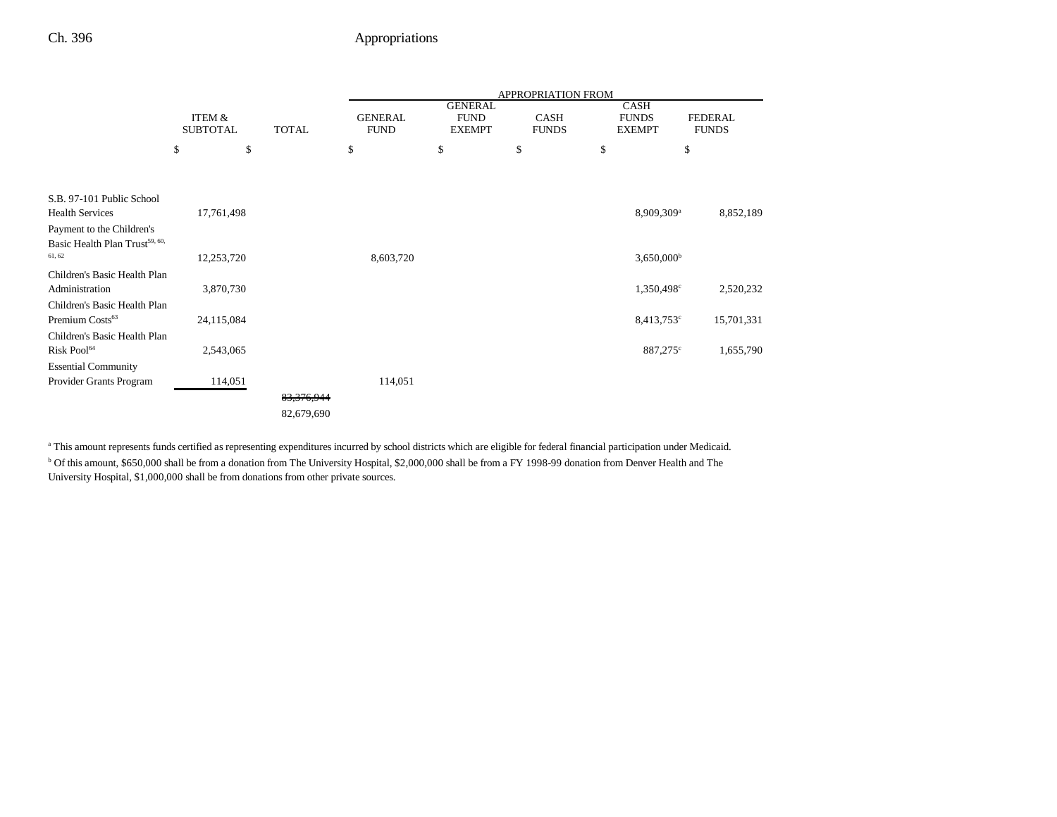| | ITEM & SUBTOTAL | TOTAL | APPROPRIATION FROM GENERAL FUND | GENERAL FUND EXEMPT | CASH FUNDS | CASH FUNDS EXEMPT | FEDERAL FUNDS |
|---|---|---|---|---|---|---|---|
| | $ | $ | $ | $ | $ | $ | $ |
| S.B. 97-101 Public School Health Services | 17,761,498 | | | | | 8,909,309[a] | 8,852,189 |
| Payment to the Children's Basic Health Plan Trust[59, 60, 61, 62] | 12,253,720 | | 8,603,720 | | | 3,650,000[b] | |
| Children's Basic Health Plan Administration | 3,870,730 | | | | | 1,350,498[c] | 2,520,232 |
| Children's Basic Health Plan Premium Costs[63] | 24,115,084 | | | | | 8,413,753[c] | 15,701,331 |
| Children's Basic Health Plan Risk Pool[64] | 2,543,065 | | | | | 887,275[c] | 1,655,790 |
| Essential Community Provider Grants Program | 114,051 | | 114,051 | | | | |
| | | ~~83,376,944~~ 82,679,690 | | | | | |

[a] This amount represents funds certified as representing expenditures incurred by school districts which are eligible for federal financial participation under Medicaid.

[b] Of this amount, $650,000 shall be from a donation from The University Hospital, $2,000,000 shall be from a FY 1998-99 donation from Denver Health and The University Hospital, $1,000,000 shall be from donations from other private sources.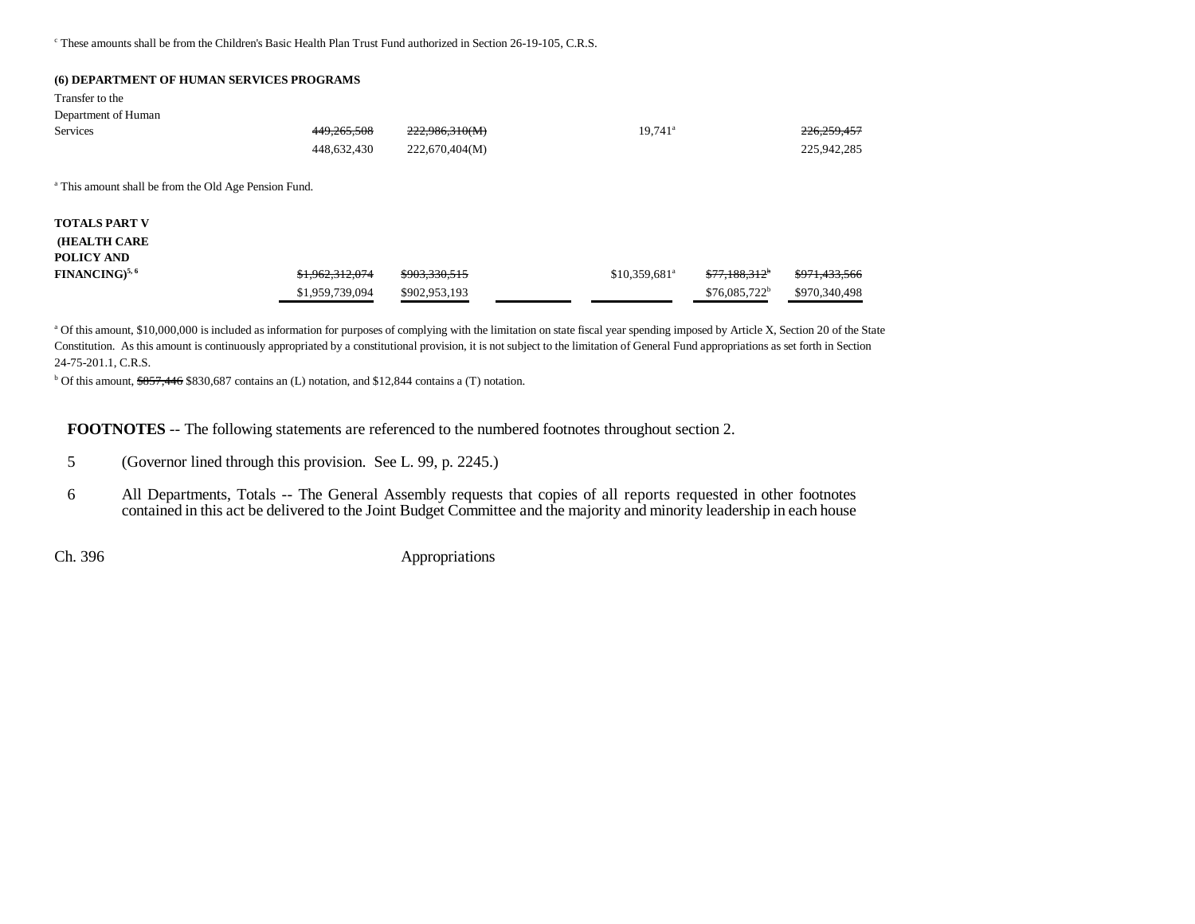[c] These amounts shall be from the Children's Basic Health Plan Trust Fund authorized in Section 26-19-105, C.R.S.

**(6) DEPARTMENT OF HUMAN SERVICES PROGRAMS**

| | | | | | | |
|---|---|---|---|---|---|---|
| Transfer to the Department of Human Services | ~~449,265,508~~ | ~~222,986,310(M)~~ | | 19,741[a] | | ~~226,259,457~~ |
| | 448,632,430 | 222,670,404(M) | | | | 225,942,285 |

[a] This amount shall be from the Old Age Pension Fund.

| | | | | | | |
|---|---|---|---|---|---|---|
| **TOTALS PART V (HEALTH CARE POLICY AND FINANCING)**[5, 6] | ~~$1,962,312,074~~ | ~~$903,330,515~~ | | $10,359,681[a] | ~~$77,188,312~~[b] | ~~$971,433,566~~ |
| | $1,959,739,094 | $902,953,193 | | | $76,085,722[b] | $970,340,498 |

[a] Of this amount, $10,000,000 is included as information for purposes of complying with the limitation on state fiscal year spending imposed by Article X, Section 20 of the State Constitution. As this amount is continuously appropriated by a constitutional provision, it is not subject to the limitation of General Fund appropriations as set forth in Section 24-75-201.1, C.R.S.

[b] Of this amount, ~~$857,446~~ $830,687 contains an (L) notation, and $12,844 contains a (T) notation.

**FOOTNOTES** -- The following statements are referenced to the numbered footnotes throughout section 2.

5 (Governor lined through this provision. See L. 99, p. 2245.)

6 All Departments, Totals -- The General Assembly requests that copies of all reports requested in other footnotes contained in this act be delivered to the Joint Budget Committee and the majority and minority leadership in each house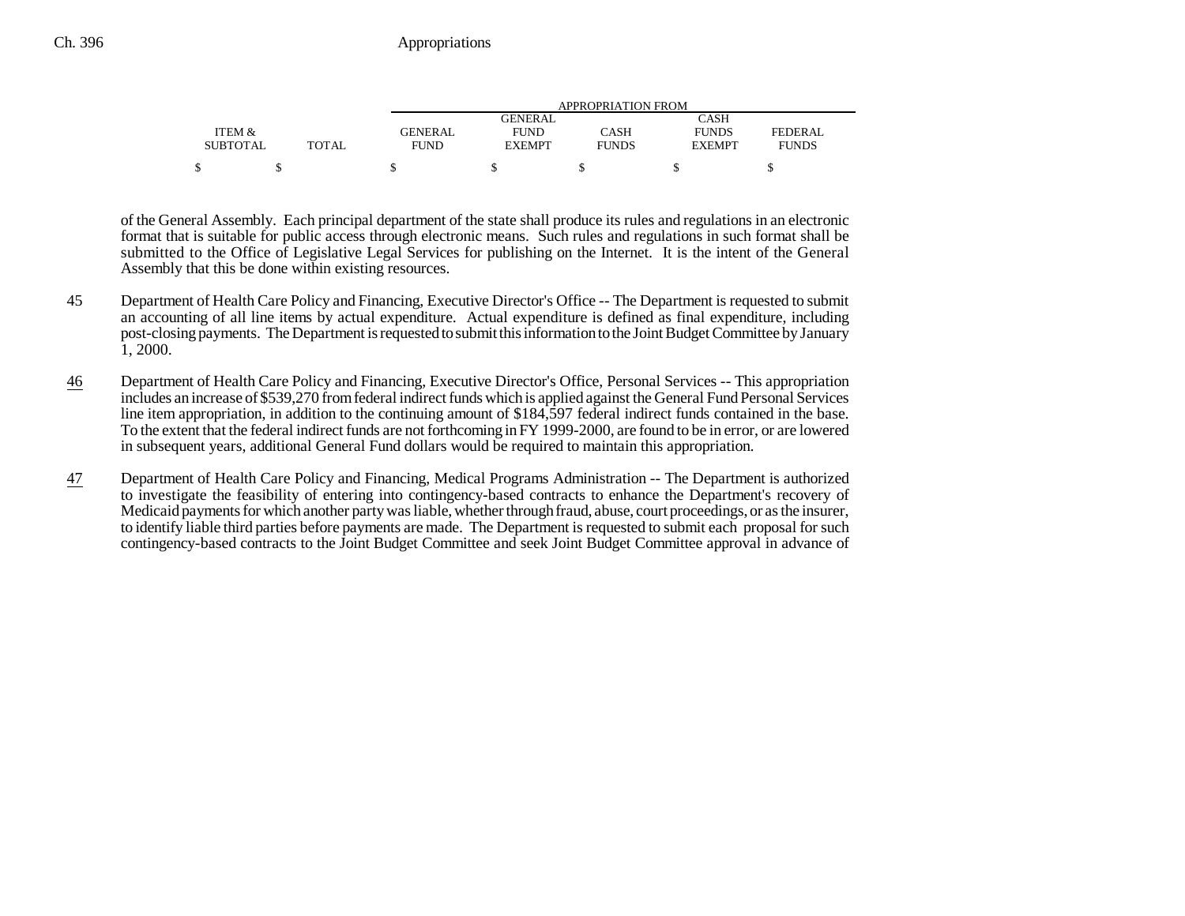| ITEM & SUBTOTAL | TOTAL | GENERAL FUND | GENERAL FUND EXEMPT | CASH FUNDS | CASH FUNDS EXEMPT | FEDERAL FUNDS |
|---|---|---|---|---|---|---|
| $ | $ | $ | $ | $ | $ | $ |

of the General Assembly. Each principal department of the state shall produce its rules and regulations in an electronic format that is suitable for public access through electronic means. Such rules and regulations in such format shall be submitted to the Office of Legislative Legal Services for publishing on the Internet. It is the intent of the General Assembly that this be done within existing resources.

45 Department of Health Care Policy and Financing, Executive Director's Office -- The Department is requested to submit an accounting of all line items by actual expenditure. Actual expenditure is defined as final expenditure, including post-closing payments. The Department is requested to submit this information to the Joint Budget Committee by January 1, 2000.

46 Department of Health Care Policy and Financing, Executive Director's Office, Personal Services -- This appropriation includes an increase of $539,270 from federal indirect funds which is applied against the General Fund Personal Services line item appropriation, in addition to the continuing amount of $184,597 federal indirect funds contained in the base. To the extent that the federal indirect funds are not forthcoming in FY 1999-2000, are found to be in error, or are lowered in subsequent years, additional General Fund dollars would be required to maintain this appropriation.

47 Department of Health Care Policy and Financing, Medical Programs Administration -- The Department is authorized to investigate the feasibility of entering into contingency-based contracts to enhance the Department's recovery of Medicaid payments for which another party was liable, whether through fraud, abuse, court proceedings, or as the insurer, to identify liable third parties before payments are made. The Department is requested to submit each proposal for such contingency-based contracts to the Joint Budget Committee and seek Joint Budget Committee approval in advance of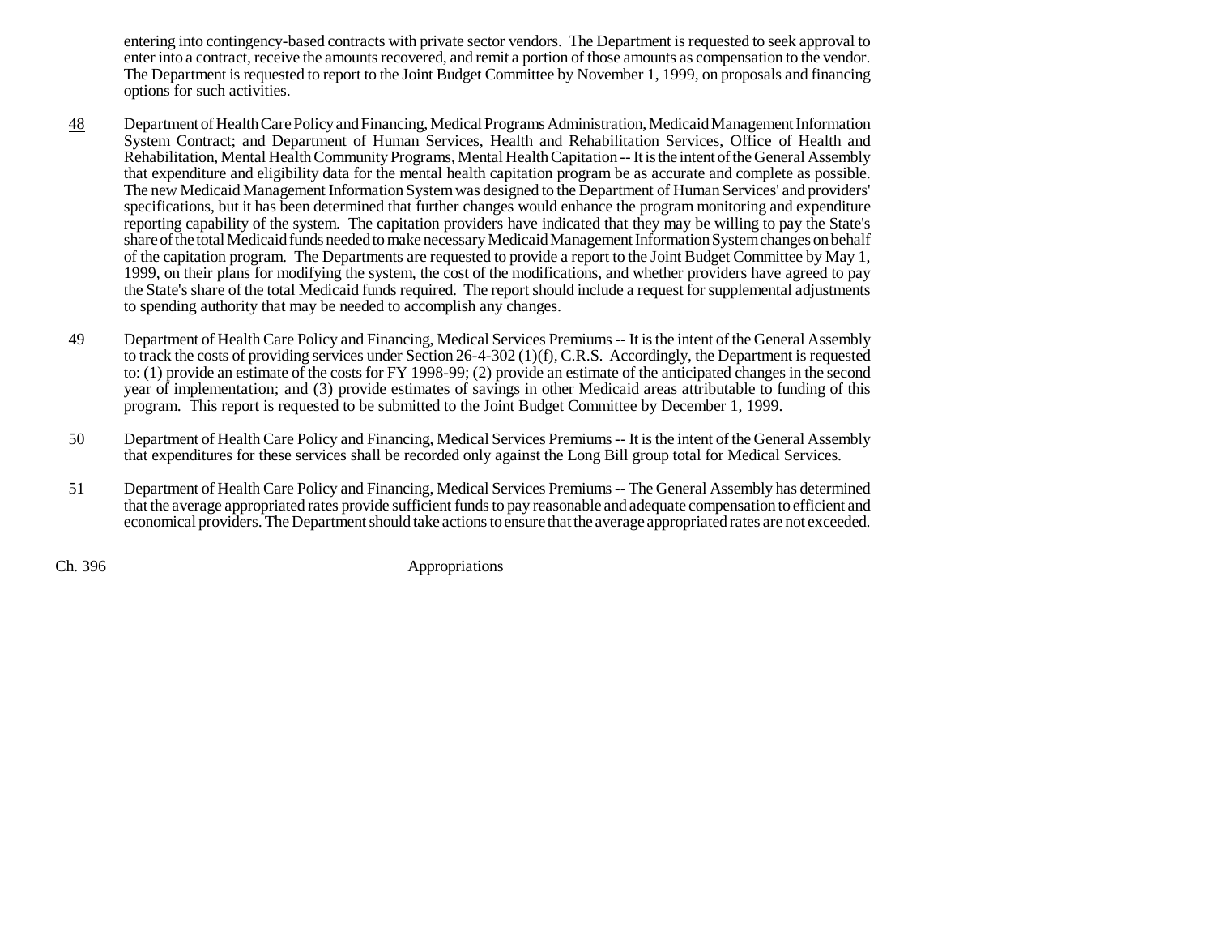entering into contingency-based contracts with private sector vendors. The Department is requested to seek approval to enter into a contract, receive the amounts recovered, and remit a portion of those amounts as compensation to the vendor. The Department is requested to report to the Joint Budget Committee by November 1, 1999, on proposals and financing options for such activities.

48 Department of Health Care Policy and Financing, Medical Programs Administration, Medicaid Management Information System Contract; and Department of Human Services, Health and Rehabilitation Services, Office of Health and Rehabilitation, Mental Health Community Programs, Mental Health Capitation -- It is the intent of the General Assembly that expenditure and eligibility data for the mental health capitation program be as accurate and complete as possible. The new Medicaid Management Information System was designed to the Department of Human Services' and providers' specifications, but it has been determined that further changes would enhance the program monitoring and expenditure reporting capability of the system. The capitation providers have indicated that they may be willing to pay the State's share of the total Medicaid funds needed to make necessary Medicaid Management Information System changes on behalf of the capitation program. The Departments are requested to provide a report to the Joint Budget Committee by May 1, 1999, on their plans for modifying the system, the cost of the modifications, and whether providers have agreed to pay the State's share of the total Medicaid funds required. The report should include a request for supplemental adjustments to spending authority that may be needed to accomplish any changes.

49 Department of Health Care Policy and Financing, Medical Services Premiums -- It is the intent of the General Assembly to track the costs of providing services under Section 26-4-302 (1)(f), C.R.S. Accordingly, the Department is requested to: (1) provide an estimate of the costs for FY 1998-99; (2) provide an estimate of the anticipated changes in the second year of implementation; and (3) provide estimates of savings in other Medicaid areas attributable to funding of this program. This report is requested to be submitted to the Joint Budget Committee by December 1, 1999.

50 Department of Health Care Policy and Financing, Medical Services Premiums -- It is the intent of the General Assembly that expenditures for these services shall be recorded only against the Long Bill group total for Medical Services.

51 Department of Health Care Policy and Financing, Medical Services Premiums -- The General Assembly has determined that the average appropriated rates provide sufficient funds to pay reasonable and adequate compensation to efficient and economical providers. The Department should take actions to ensure that the average appropriated rates are not exceeded.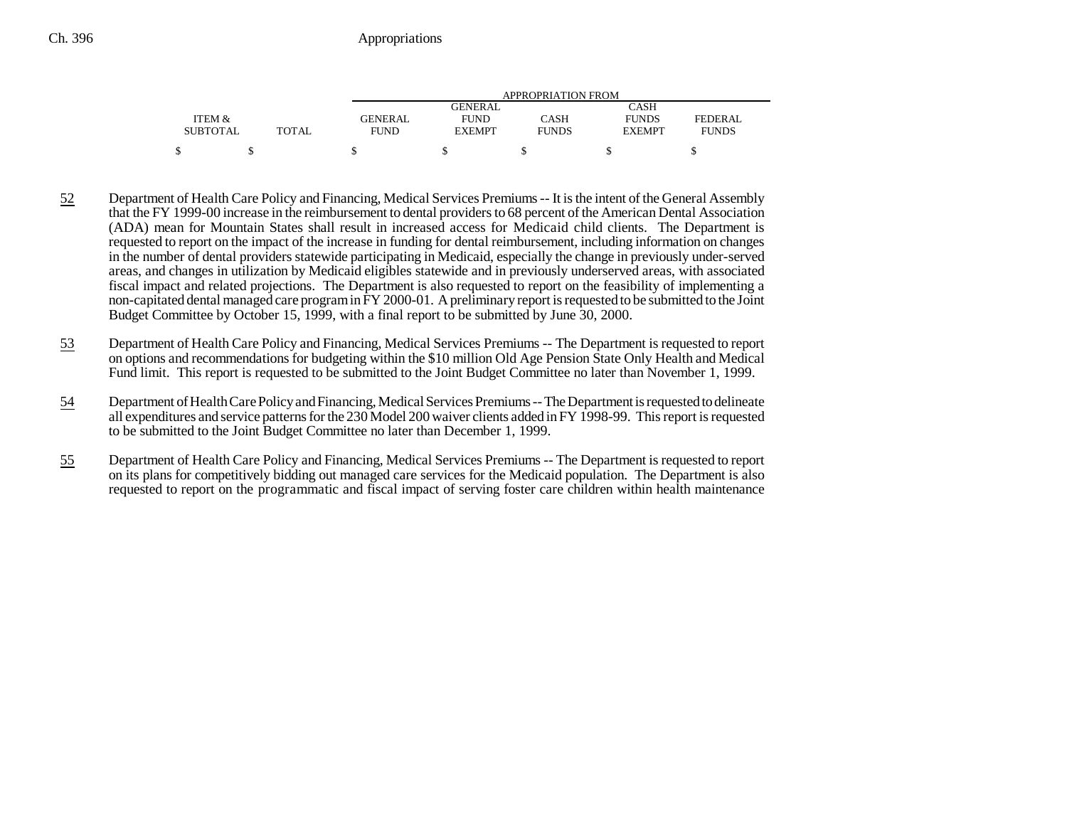| ITEM & SUBTOTAL | TOTAL | APPROPRIATION FROM GENERAL FUND | GENERAL FUND EXEMPT | CASH FUNDS | CASH FUNDS EXEMPT | FEDERAL FUNDS |
|---|---|---|---|---|---|---|
| $ | $ | $ | $ | $ | $ | $ |

52 Department of Health Care Policy and Financing, Medical Services Premiums -- It is the intent of the General Assembly that the FY 1999-00 increase in the reimbursement to dental providers to 68 percent of the American Dental Association (ADA) mean for Mountain States shall result in increased access for Medicaid child clients. The Department is requested to report on the impact of the increase in funding for dental reimbursement, including information on changes in the number of dental providers statewide participating in Medicaid, especially the change in previously under-served areas, and changes in utilization by Medicaid eligibles statewide and in previously underserved areas, with associated fiscal impact and related projections. The Department is also requested to report on the feasibility of implementing a non-capitated dental managed care program in FY 2000-01. A preliminary report is requested to be submitted to the Joint Budget Committee by October 15, 1999, with a final report to be submitted by June 30, 2000.

53 Department of Health Care Policy and Financing, Medical Services Premiums -- The Department is requested to report on options and recommendations for budgeting within the $10 million Old Age Pension State Only Health and Medical Fund limit. This report is requested to be submitted to the Joint Budget Committee no later than November 1, 1999.

54 Department of Health Care Policy and Financing, Medical Services Premiums -- The Department is requested to delineate all expenditures and service patterns for the 230 Model 200 waiver clients added in FY 1998-99. This report is requested to be submitted to the Joint Budget Committee no later than December 1, 1999.

55 Department of Health Care Policy and Financing, Medical Services Premiums -- The Department is requested to report on its plans for competitively bidding out managed care services for the Medicaid population. The Department is also requested to report on the programmatic and fiscal impact of serving foster care children within health maintenance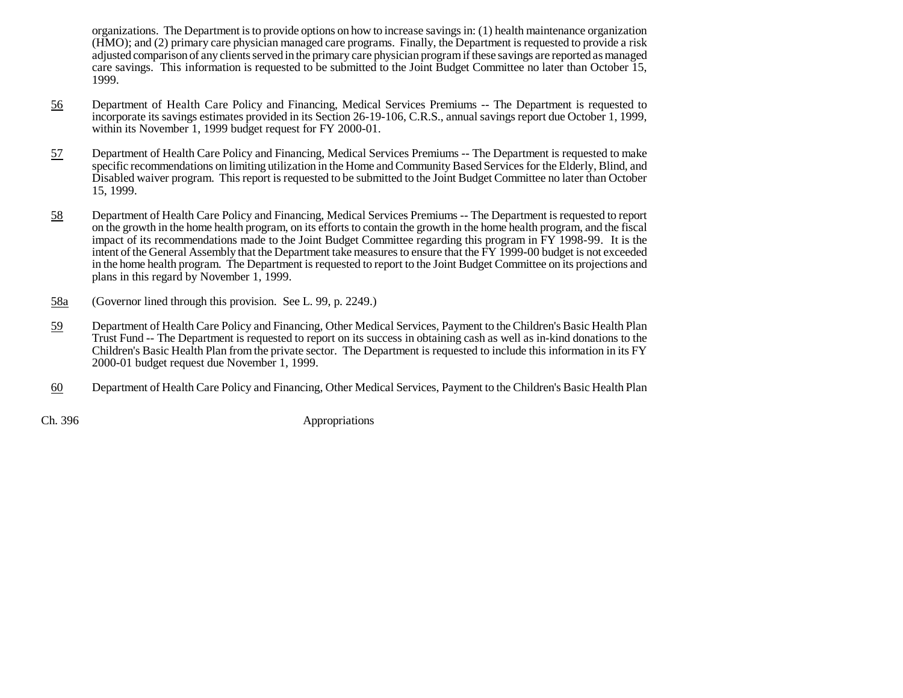organizations. The Department is to provide options on how to increase savings in: (1) health maintenance organization (HMO); and (2) primary care physician managed care programs. Finally, the Department is requested to provide a risk adjusted comparison of any clients served in the primary care physician program if these savings are reported as managed care savings. This information is requested to be submitted to the Joint Budget Committee no later than October 15, 1999.

56 Department of Health Care Policy and Financing, Medical Services Premiums -- The Department is requested to incorporate its savings estimates provided in its Section 26-19-106, C.R.S., annual savings report due October 1, 1999, within its November 1, 1999 budget request for FY 2000-01.

57 Department of Health Care Policy and Financing, Medical Services Premiums -- The Department is requested to make specific recommendations on limiting utilization in the Home and Community Based Services for the Elderly, Blind, and Disabled waiver program. This report is requested to be submitted to the Joint Budget Committee no later than October 15, 1999.

58 Department of Health Care Policy and Financing, Medical Services Premiums -- The Department is requested to report on the growth in the home health program, on its efforts to contain the growth in the home health program, and the fiscal impact of its recommendations made to the Joint Budget Committee regarding this program in FY 1998-99. It is the intent of the General Assembly that the Department take measures to ensure that the FY 1999-00 budget is not exceeded in the home health program. The Department is requested to report to the Joint Budget Committee on its projections and plans in this regard by November 1, 1999.

58a (Governor lined through this provision. See L. 99, p. 2249.)

59 Department of Health Care Policy and Financing, Other Medical Services, Payment to the Children's Basic Health Plan Trust Fund -- The Department is requested to report on its success in obtaining cash as well as in-kind donations to the Children's Basic Health Plan from the private sector. The Department is requested to include this information in its FY 2000-01 budget request due November 1, 1999.

60 Department of Health Care Policy and Financing, Other Medical Services, Payment to the Children's Basic Health Plan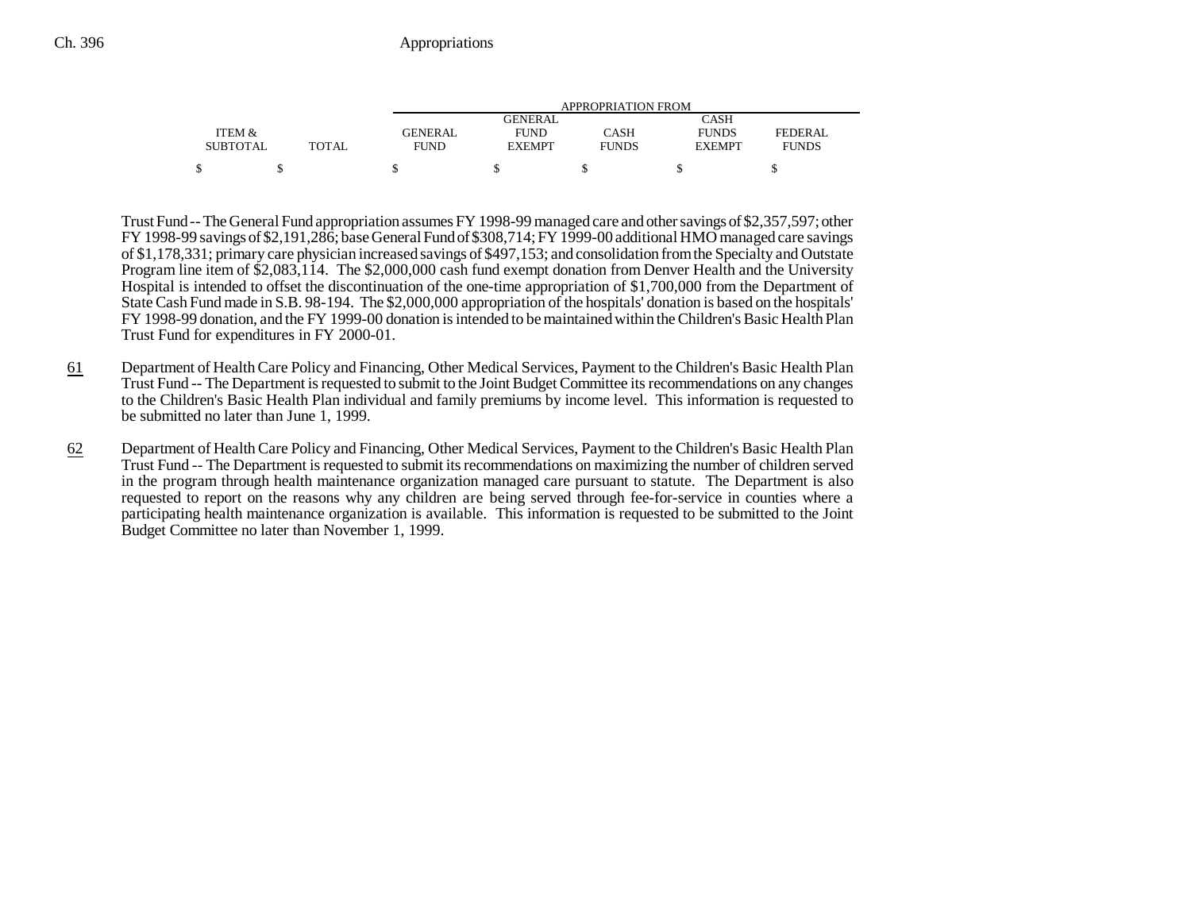| ITEM & SUBTOTAL | TOTAL | GENERAL FUND | GENERAL FUND EXEMPT | CASH FUNDS | CASH FUNDS EXEMPT | FEDERAL FUNDS |
|---|---|---|---|---|---|---|
| $ | $ | $ | $ | $ | $ | $ |

Trust Fund -- The General Fund appropriation assumes FY 1998-99 managed care and other savings of $2,357,597; other FY 1998-99 savings of $2,191,286; base General Fund of $308,714; FY 1999-00 additional HMO managed care savings of $1,178,331; primary care physician increased savings of $497,153; and consolidation from the Specialty and Outstate Program line item of $2,083,114. The $2,000,000 cash fund exempt donation from Denver Health and the University Hospital is intended to offset the discontinuation of the one-time appropriation of $1,700,000 from the Department of State Cash Fund made in S.B. 98-194. The $2,000,000 appropriation of the hospitals' donation is based on the hospitals' FY 1998-99 donation, and the FY 1999-00 donation is intended to be maintained within the Children's Basic Health Plan Trust Fund for expenditures in FY 2000-01.

61 Department of Health Care Policy and Financing, Other Medical Services, Payment to the Children's Basic Health Plan Trust Fund -- The Department is requested to submit to the Joint Budget Committee its recommendations on any changes to the Children's Basic Health Plan individual and family premiums by income level. This information is requested to be submitted no later than June 1, 1999.

62 Department of Health Care Policy and Financing, Other Medical Services, Payment to the Children's Basic Health Plan Trust Fund -- The Department is requested to submit its recommendations on maximizing the number of children served in the program through health maintenance organization managed care pursuant to statute. The Department is also requested to report on the reasons why any children are being served through fee-for-service in counties where a participating health maintenance organization is available. This information is requested to be submitted to the Joint Budget Committee no later than November 1, 1999.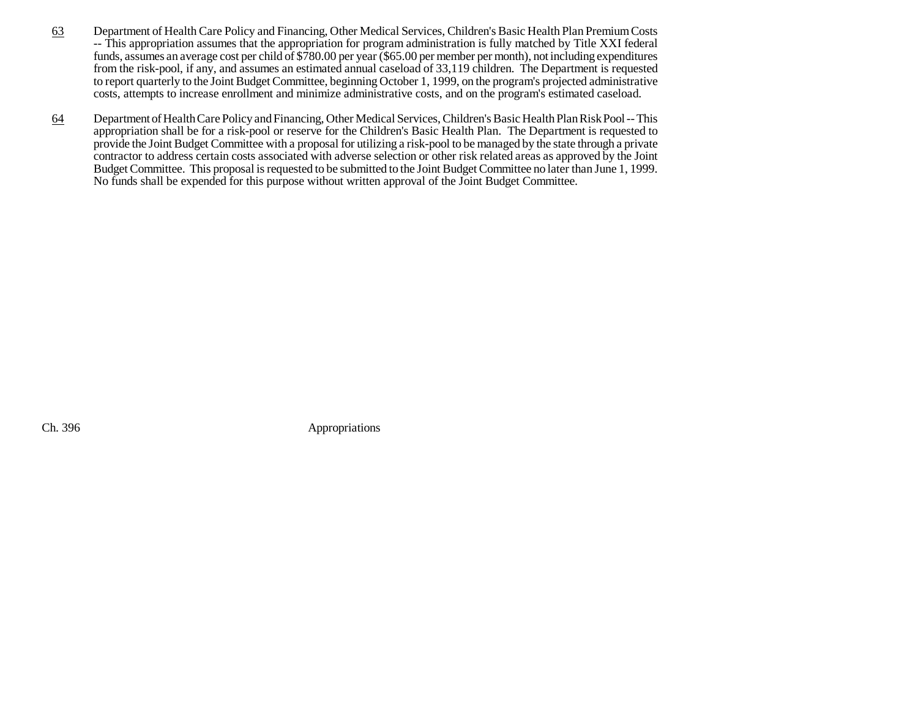63 Department of Health Care Policy and Financing, Other Medical Services, Children's Basic Health Plan Premium Costs -- This appropriation assumes that the appropriation for program administration is fully matched by Title XXI federal funds, assumes an average cost per child of $780.00 per year ($65.00 per member per month), not including expenditures from the risk-pool, if any, and assumes an estimated annual caseload of 33,119 children. The Department is requested to report quarterly to the Joint Budget Committee, beginning October 1, 1999, on the program's projected administrative costs, attempts to increase enrollment and minimize administrative costs, and on the program's estimated caseload.

64 Department of Health Care Policy and Financing, Other Medical Services, Children's Basic Health Plan Risk Pool -- This appropriation shall be for a risk-pool or reserve for the Children's Basic Health Plan. The Department is requested to provide the Joint Budget Committee with a proposal for utilizing a risk-pool to be managed by the state through a private contractor to address certain costs associated with adverse selection or other risk related areas as approved by the Joint Budget Committee. This proposal is requested to be submitted to the Joint Budget Committee no later than June 1, 1999. No funds shall be expended for this purpose without written approval of the Joint Budget Committee.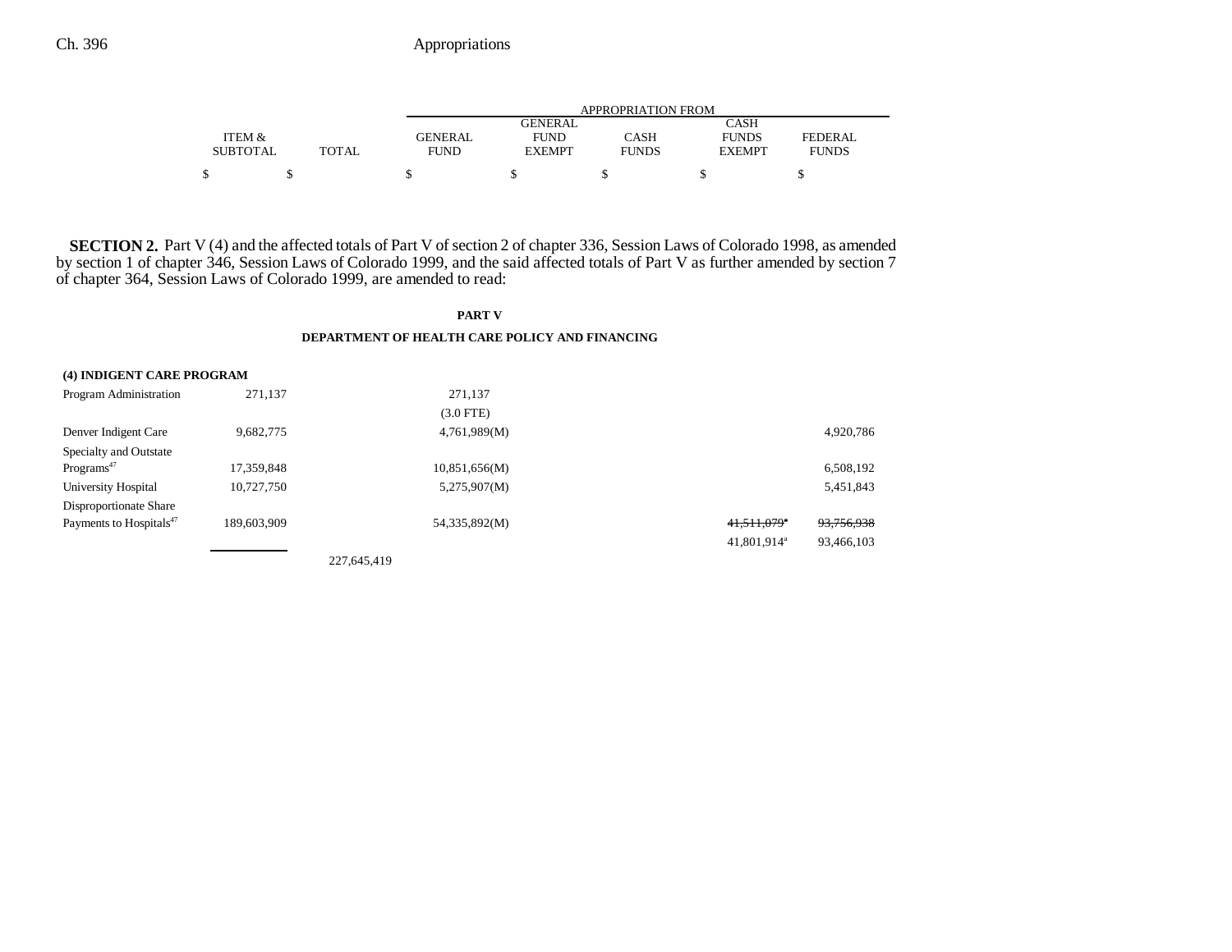| ITEM & SUBTOTAL | TOTAL | APPROPRIATION FROM GENERAL FUND | GENERAL FUND EXEMPT | CASH FUNDS | CASH FUNDS EXEMPT | FEDERAL FUNDS |
|---|---|---|---|---|---|---|
| $ | $ | $ | $ | $ | $ | $ |

**SECTION 2.** Part V (4) and the affected totals of Part V of section 2 of chapter 336, Session Laws of Colorado 1998, as amended by section 1 of chapter 346, Session Laws of Colorado 1999, and the said affected totals of Part V as further amended by section 7 of chapter 364, Session Laws of Colorado 1999, are amended to read:

**PART V**

**DEPARTMENT OF HEALTH CARE POLICY AND FINANCING**

| | ITEM & SUBTOTAL | TOTAL | GENERAL FUND | GENERAL FUND EXEMPT | CASH FUNDS | CASH FUNDS EXEMPT | FEDERAL FUNDS |
|---|---|---|---|---|---|---|---|
| **(4) INDIGENT CARE PROGRAM** | | | | | | | |
| Program Administration | 271,137 | | 271,137 | | | | |
| | | | (3.0 FTE) | | | | |
| Denver Indigent Care | 9,682,775 | | 4,761,989(M) | | | | 4,920,786 |
| Specialty and Outstate Programs[47] | 17,359,848 | | 10,851,656(M) | | | | 6,508,192 |
| University Hospital | 10,727,750 | | 5,275,907(M) | | | | 5,451,843 |
| Disproportionate Share Payments to Hospitals[47] | 189,603,909 | | 54,335,892(M) | | | ~~41,511,079[a]~~ | ~~93,756,938~~ |
| | | | | | | 41,801,914[a] | 93,466,103 |
| | | 227,645,419 | | | | | |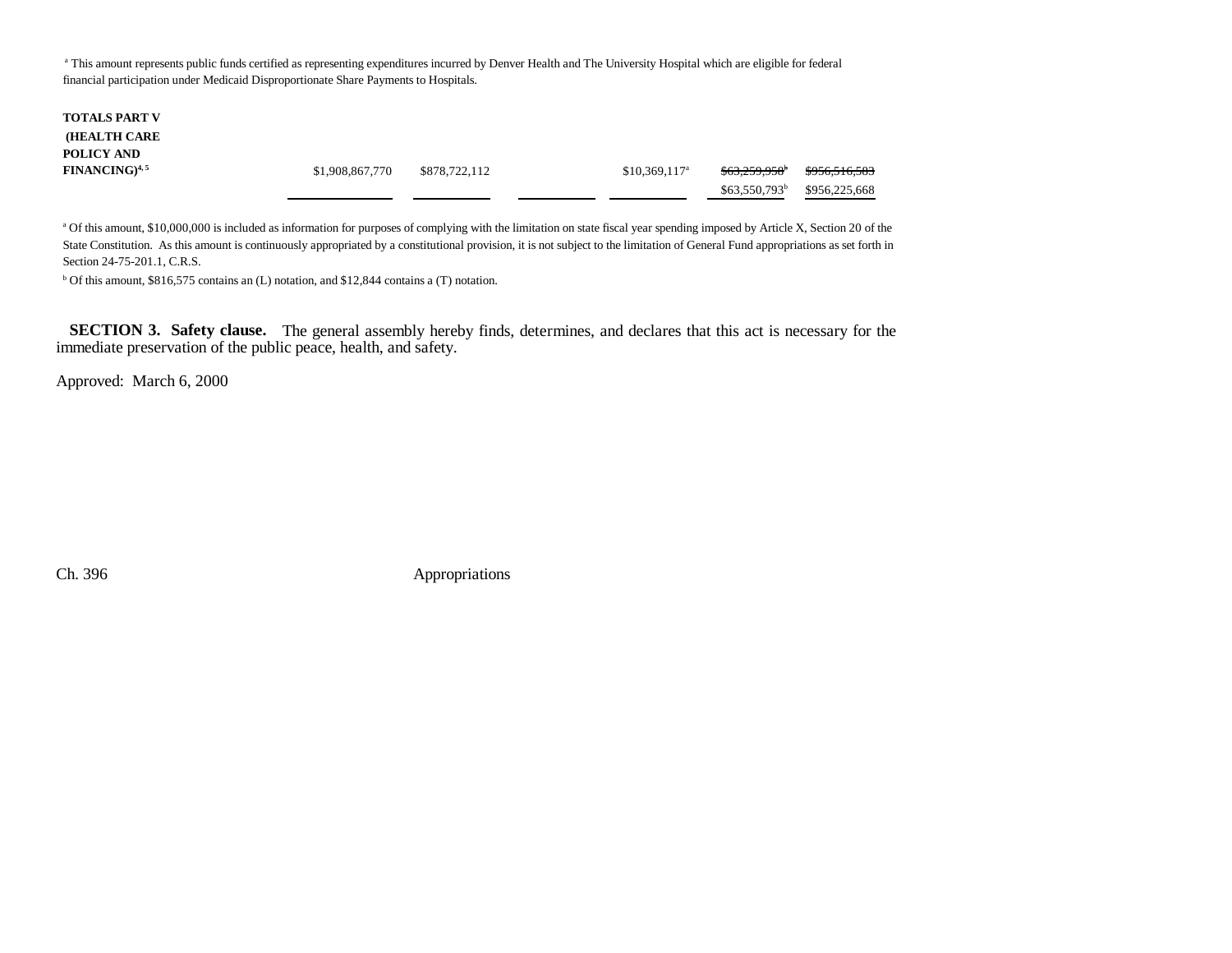[a] This amount represents public funds certified as representing expenditures incurred by Denver Health and The University Hospital which are eligible for federal financial participation under Medicaid Disproportionate Share Payments to Hospitals.

| | | | | | | |
|---|---|---|---|---|---|---|
| **TOTALS PART V (HEALTH CARE POLICY AND FINANCING)[4, 5]** | $1,908,867,770 | $878,722,112 | | $10,369,117[a] | ~~$63,259,958~~[b] $63,550,793[b] | ~~$956,516,583~~ $956,225,668 |

[a] Of this amount, $10,000,000 is included as information for purposes of complying with the limitation on state fiscal year spending imposed by Article X, Section 20 of the State Constitution. As this amount is continuously appropriated by a constitutional provision, it is not subject to the limitation of General Fund appropriations as set forth in Section 24-75-201.1, C.R.S.

[b] Of this amount, $816,575 contains an (L) notation, and $12,844 contains a (T) notation.

**SECTION 3. Safety clause.** The general assembly hereby finds, determines, and declares that this act is necessary for the immediate preservation of the public peace, health, and safety.

Approved: March 6, 2000